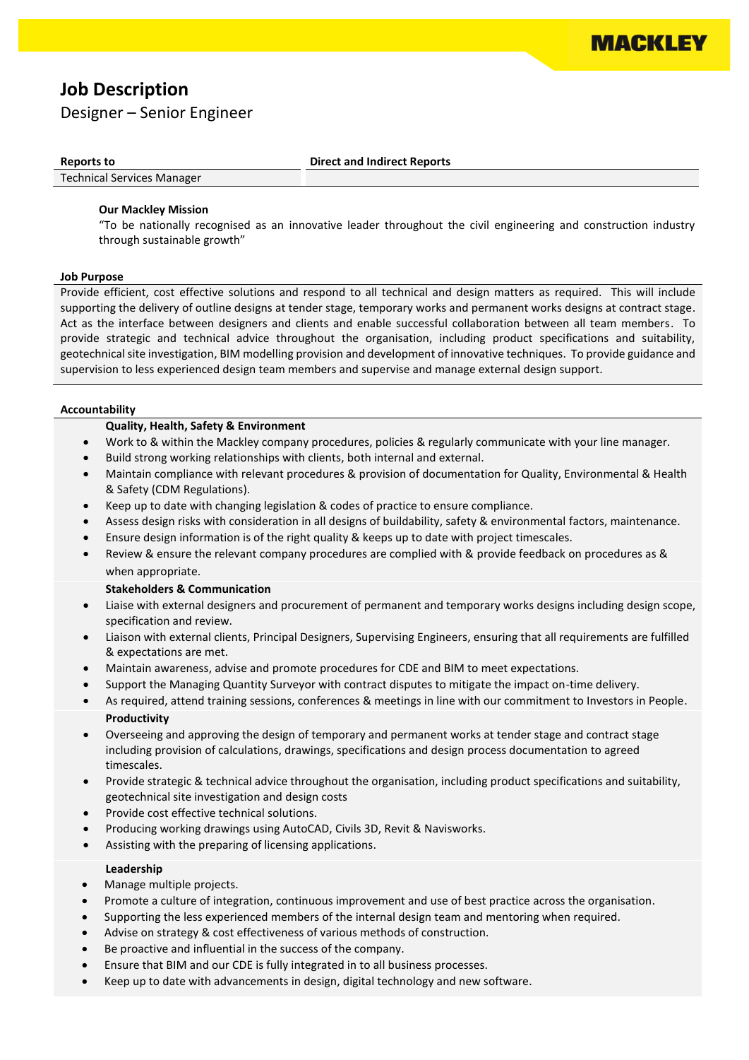MACKLEY

# Job Description

Designer – Senior Engineer

| Reports to | Direct and Indirect Reports |
|---|---|
| Technical Services Manager | |

**Our Mackley Mission**

"To be nationally recognised as an innovative leader throughout the civil engineering and construction industry through sustainable growth"

**Job Purpose**

Provide efficient, cost effective solutions and respond to all technical and design matters as required. This will include supporting the delivery of outline designs at tender stage, temporary works and permanent works designs at contract stage. Act as the interface between designers and clients and enable successful collaboration between all team members. To provide strategic and technical advice throughout the organisation, including product specifications and suitability, geotechnical site investigation, BIM modelling provision and development of innovative techniques. To provide guidance and supervision to less experienced design team members and supervise and manage external design support.

**Accountability**

**Quality, Health, Safety & Environment**

- Work to & within the Mackley company procedures, policies & regularly communicate with your line manager.
- Build strong working relationships with clients, both internal and external.
- Maintain compliance with relevant procedures & provision of documentation for Quality, Environmental & Health & Safety (CDM Regulations).
- Keep up to date with changing legislation & codes of practice to ensure compliance.
- Assess design risks with consideration in all designs of buildability, safety & environmental factors, maintenance.
- Ensure design information is of the right quality & keeps up to date with project timescales.
- Review & ensure the relevant company procedures are complied with & provide feedback on procedures as & when appropriate.

**Stakeholders & Communication**

- Liaise with external designers and procurement of permanent and temporary works designs including design scope, specification and review.
- Liaison with external clients, Principal Designers, Supervising Engineers, ensuring that all requirements are fulfilled & expectations are met.
- Maintain awareness, advise and promote procedures for CDE and BIM to meet expectations.
- Support the Managing Quantity Surveyor with contract disputes to mitigate the impact on-time delivery.
- As required, attend training sessions, conferences & meetings in line with our commitment to Investors in People.

**Productivity**

- Overseeing and approving the design of temporary and permanent works at tender stage and contract stage including provision of calculations, drawings, specifications and design process documentation to agreed timescales.
- Provide strategic & technical advice throughout the organisation, including product specifications and suitability, geotechnical site investigation and design costs
- Provide cost effective technical solutions.
- Producing working drawings using AutoCAD, Civils 3D, Revit & Navisworks.
- Assisting with the preparing of licensing applications.

**Leadership**

- Manage multiple projects.
- Promote a culture of integration, continuous improvement and use of best practice across the organisation.
- Supporting the less experienced members of the internal design team and mentoring when required.
- Advise on strategy & cost effectiveness of various methods of construction.
- Be proactive and influential in the success of the company.
- Ensure that BIM and our CDE is fully integrated in to all business processes.
- Keep up to date with advancements in design, digital technology and new software.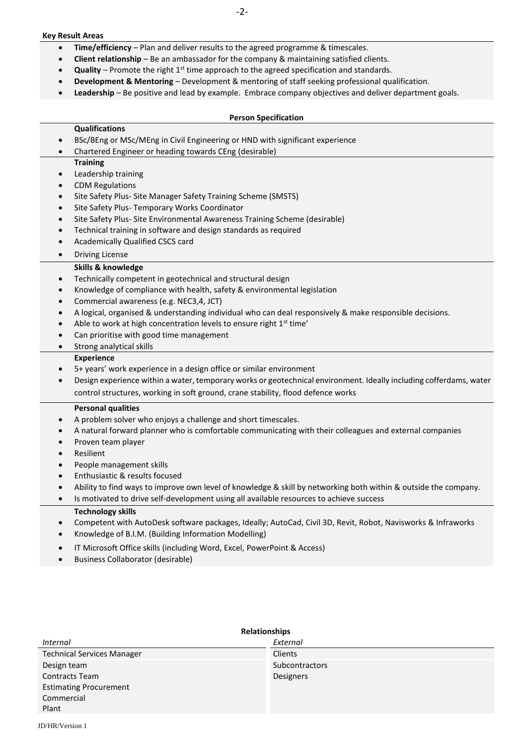### Key Result Areas

- **Time/efficiency** – Plan and deliver results to the agreed programme & timescales.
- **Client relationship** – Be an ambassador for the company & maintaining satisfied clients.
- **Quality** – Promote the right 1st time approach to the agreed specification and standards.
- **Development & Mentoring** – Development & mentoring of staff seeking professional qualification.
- **Leadership** – Be positive and lead by example. Embrace company objectives and deliver department goals.

## Person Specification

**Qualifications**

- BSc/BEng or MSc/MEng in Civil Engineering or HND with significant experience
- Chartered Engineer or heading towards CEng (desirable)

**Training**

- Leadership training
- CDM Regulations
- Site Safety Plus- Site Manager Safety Training Scheme (SMSTS)
- Site Safety Plus- Temporary Works Coordinator
- Site Safety Plus- Site Environmental Awareness Training Scheme (desirable)
- Technical training in software and design standards as required
- Academically Qualified CSCS card
- Driving License

**Skills & knowledge**

- Technically competent in geotechnical and structural design
- Knowledge of compliance with health, safety & environmental legislation
- Commercial awareness (e.g. NEC3,4, JCT)
- A logical, organised & understanding individual who can deal responsively & make responsible decisions.
- Able to work at high concentration levels to ensure right 1st time'
- Can prioritise with good time management
- Strong analytical skills

**Experience**

- 5+ years' work experience in a design office or similar environment
- Design experience within a water, temporary works or geotechnical environment. Ideally including cofferdams, water control structures, working in soft ground, crane stability, flood defence works

**Personal qualities**

- A problem solver who enjoys a challenge and short timescales.
- A natural forward planner who is comfortable communicating with their colleagues and external companies
- Proven team player
- Resilient
- People management skills
- Enthusiastic & results focused
- Ability to find ways to improve own level of knowledge & skill by networking both within & outside the company.
- Is motivated to drive self-development using all available resources to achieve success

**Technology skills**

- Competent with AutoDesk software packages, Ideally; AutoCad, Civil 3D, Revit, Robot, Navisworks & Infraworks
- Knowledge of B.I.M. (Building Information Modelling)
- IT Microsoft Office skills (including Word, Excel, PowerPoint & Access)
- Business Collaborator (desirable)

## Relationships

| *Internal* | *External* |
|---|---|
| Technical Services Manager | Clients |
| Design team | Subcontractors |
| Contracts Team | Designers |
| Estimating Procurement | |
| Commercial | |
| Plant | |

JD/HR/Version 1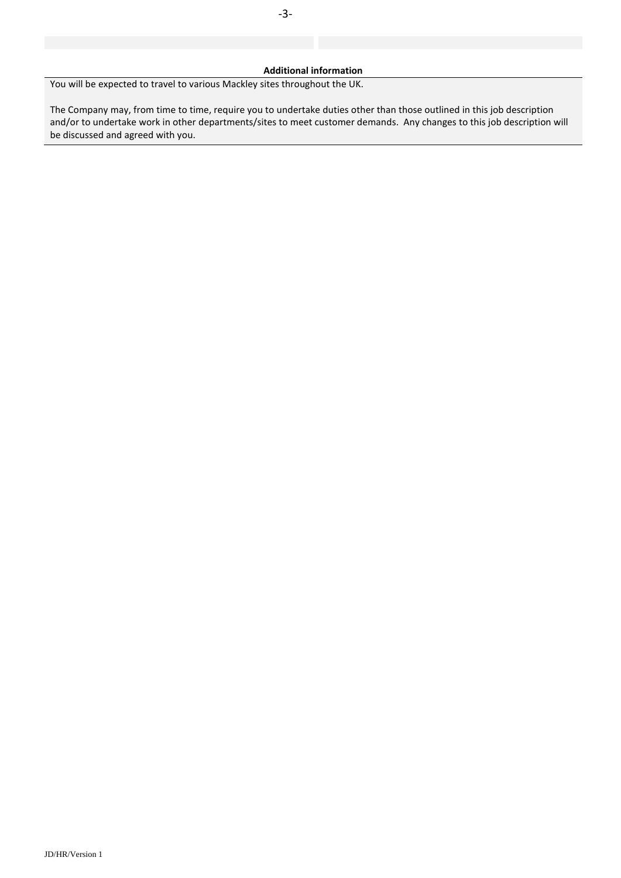**Additional information**

You will be expected to travel to various Mackley sites throughout the UK.

The Company may, from time to time, require you to undertake duties other than those outlined in this job description and/or to undertake work in other departments/sites to meet customer demands. Any changes to this job description will be discussed and agreed with you.